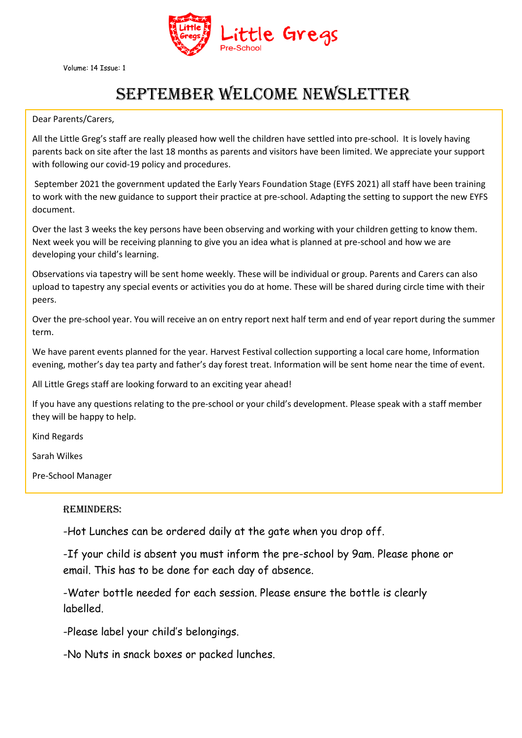Little Gregs
Pre-School

Volume: 14 Issue: 1

# September Welcome Newsletter

Dear Parents/Carers,

All the Little Greg's staff are really pleased how well the children have settled into pre-school. It is lovely having parents back on site after the last 18 months as parents and visitors have been limited. We appreciate your support with following our covid-19 policy and procedures.

September 2021 the government updated the Early Years Foundation Stage (EYFS 2021) all staff have been training to work with the new guidance to support their practice at pre-school. Adapting the setting to support the new EYFS document.

Over the last 3 weeks the key persons have been observing and working with your children getting to know them. Next week you will be receiving planning to give you an idea what is planned at pre-school and how we are developing your child's learning.

Observations via tapestry will be sent home weekly. These will be individual or group. Parents and Carers can also upload to tapestry any special events or activities you do at home. These will be shared during circle time with their peers.

Over the pre-school year. You will receive an on entry report next half term and end of year report during the summer term.

We have parent events planned for the year. Harvest Festival collection supporting a local care home, Information evening, mother's day tea party and father's day forest treat. Information will be sent home near the time of event.

All Little Gregs staff are looking forward to an exciting year ahead!

If you have any questions relating to the pre-school or your child's development. Please speak with a staff member they will be happy to help.

Kind Regards

Sarah Wilkes

Pre-School Manager

## Reminders:

-Hot Lunches can be ordered daily at the gate when you drop off.

-If your child is absent you must inform the pre-school by 9am. Please phone or email. This has to be done for each day of absence.

-Water bottle needed for each session. Please ensure the bottle is clearly labelled.

-Please label your child's belongings.

-No Nuts in snack boxes or packed lunches.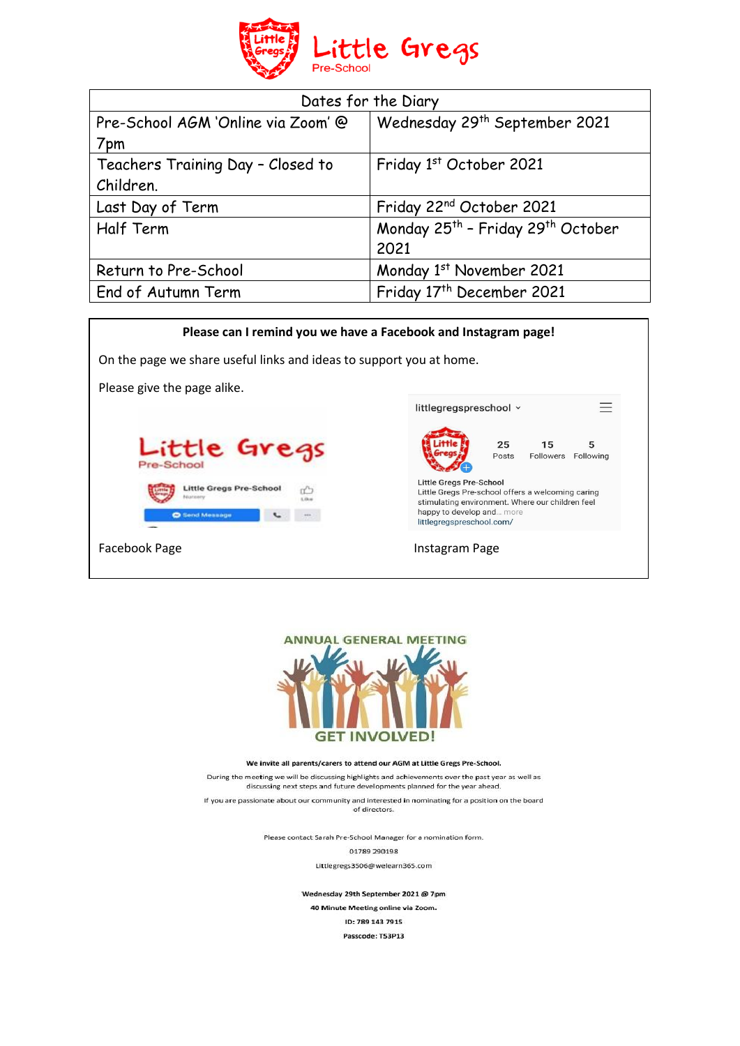# Little Gregs

Pre-School

| Dates for the Diary | |
|---|---|
| Pre-School AGM 'Online via Zoom' @ 7pm | Wednesday 29th September 2021 |
| Teachers Training Day – Closed to Children. | Friday 1st October 2021 |
| Last Day of Term | Friday 22nd October 2021 |
| Half Term | Monday 25th – Friday 29th October 2021 |
| Return to Pre-School | Monday 1st November 2021 |
| End of Autumn Term | Friday 17th December 2021 |

**Please can I remind you we have a Facebook and Instagram page!**

On the page we share useful links and ideas to support you at home.

Please give the page alike.

Little Gregs
Pre-School
Little Gregs Pre-School
Nursery
Like
Send Message

Facebook Page

littlegregspreschool
25 Posts
15 Followers
5 Following
Little Gregs Pre-School
Little Gregs Pre-school offers a welcoming caring stimulating environment. Where our children feel happy to develop and... more
littlegregspreschool.com/

Instagram Page

ANNUAL GENERAL MEETING

GET INVOLVED!

**We invite all parents/carers to attend our AGM at Little Gregs Pre-School.**

During the meeting we will be discussing highlights and achievements over the past year as well as discussing next steps and future developments planned for the year ahead.

If you are passionate about our community and interested in nominating for a position on the board of directors.

Please contact Sarah Pre-School Manager for a nomination form.

01789 290198

Littlegregs3506@welearn365.com

**Wednesday 29th September 2021 @ 7pm**

**40 Minute Meeting online via Zoom.**

**ID: 789 143 7915**

**Passcode: T53P13**